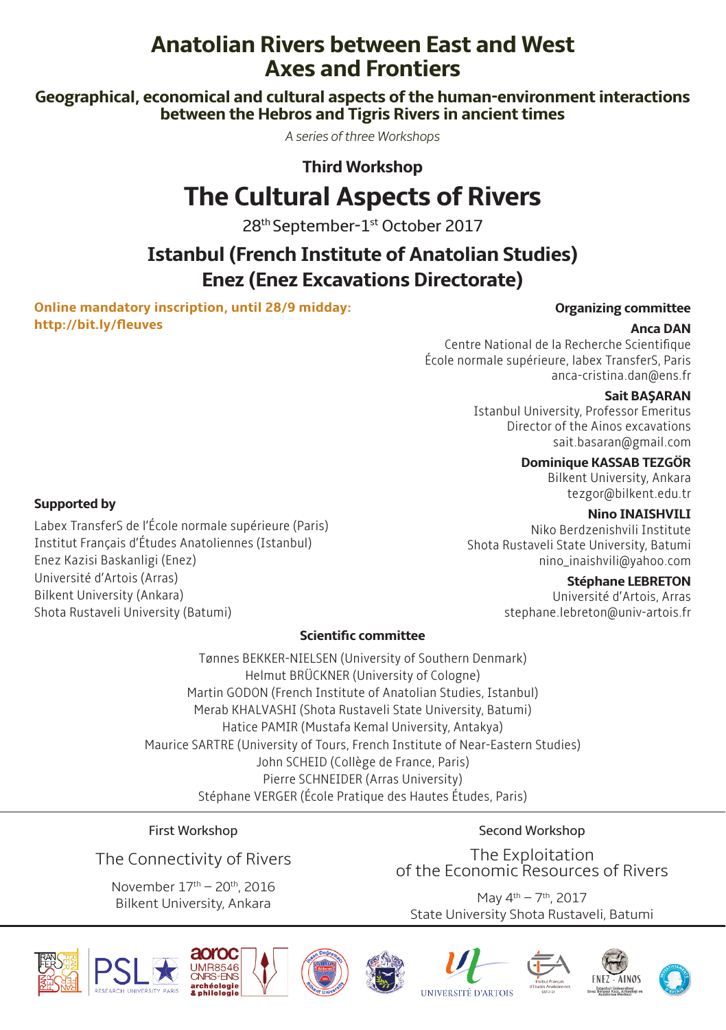# Anatolian Rivers between East and West
# Axes and Frontiers

## Geographical, economical and cultural aspects of the human-environment interactions between the Hebros and Tigris Rivers in ancient times

*A series of three Workshops*

### Third Workshop

# The Cultural Aspects of Rivers

28th September-1st October 2017

## Istanbul (French Institute of Anatolian Studies)
## Enez (Enez Excavations Directorate)

**Online mandatory inscription, until 28/9 midday:**
**http://bit.ly/fleuves**

### Organizing committee

**Anca DAN**
Centre National de la Recherche Scientifique
École normale supérieure, labex TransferS, Paris
anca-cristina.dan@ens.fr

**Sait BAŞARAN**
Istanbul University, Professor Emeritus
Director of the Ainos excavations
sait.basaran@gmail.com

**Dominique KASSAB TEZGÖR**
Bilkent University, Ankara
tezgor@bilkent.edu.tr

**Nino INAISHVILI**
Niko Berdzenishvili Institute
Shota Rustaveli State University, Batumi
nino_inaishvili@yahoo.com

**Stéphane LEBRETON**
Université d'Artois, Arras
stephane.lebreton@univ-artois.fr

### Supported by

Labex TransferS de l'École normale supérieure (Paris)
Institut Français d'Études Anatoliennes (Istanbul)
Enez Kazisi Baskanligi (Enez)
Université d'Artois (Arras)
Bilkent University (Ankara)
Shota Rustaveli University (Batumi)

### Scientific committee

Tønnes BEKKER-NIELSEN (University of Southern Denmark)
Helmut BRÜCKNER (University of Cologne)
Martin GODON (French Institute of Anatolian Studies, Istanbul)
Merab KHALVASHI (Shota Rustaveli State University, Batumi)
Hatice PAMIR (Mustafa Kemal University, Antakya)
Maurice SARTRE (University of Tours, French Institute of Near-Eastern Studies)
John SCHEID (Collège de France, Paris)
Pierre SCHNEIDER (Arras University)
Stéphane VERGER (École Pratique des Hautes Études, Paris)

---

First Workshop

The Connectivity of Rivers

November 17th – 20th, 2016
Bilkent University, Ankara

Second Workshop

The Exploitation of the Economic Resources of Rivers

May 4th – 7th, 2017
State University Shota Rustaveli, Batumi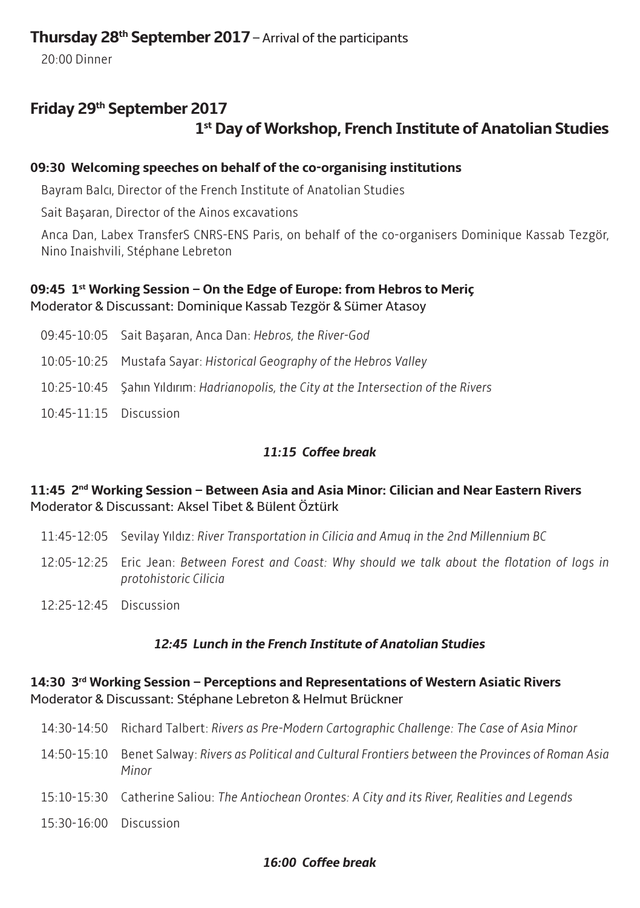## Thursday 28th September 2017 – Arrival of the participants

20:00 Dinner

## Friday 29th September 2017

### 1st Day of Workshop, French Institute of Anatolian Studies

**09:30 Welcoming speeches on behalf of the co-organising institutions**

Bayram Balcı, Director of the French Institute of Anatolian Studies

Sait Başaran, Director of the Ainos excavations

Anca Dan, Labex TransferS CNRS-ENS Paris, on behalf of the co-organisers Dominique Kassab Tezgör, Nino Inaishvili, Stéphane Lebreton

**09:45 1st Working Session – On the Edge of Europe: from Hebros to Meriç**
Moderator & Discussant: Dominique Kassab Tezgör & Sümer Atasoy

09:45-10:05 Sait Başaran, Anca Dan: *Hebros, the River-God*

10:05-10:25 Mustafa Sayar: *Historical Geography of the Hebros Valley*

10:25-10:45 Şahın Yıldırım: *Hadrianopolis, the City at the Intersection of the Rivers*

10:45-11:15 Discussion

***11:15 Coffee break***

**11:45 2nd Working Session – Between Asia and Asia Minor: Cilician and Near Eastern Rivers**
Moderator & Discussant: Aksel Tibet & Bülent Öztürk

11:45-12:05 Sevilay Yıldız: *River Transportation in Cilicia and Amuq in the 2nd Millennium BC*

12:05-12:25 Eric Jean: *Between Forest and Coast: Why should we talk about the flotation of logs in protohistoric Cilicia*

12:25-12:45 Discussion

***12:45 Lunch in the French Institute of Anatolian Studies***

**14:30 3rd Working Session – Perceptions and Representations of Western Asiatic Rivers**
Moderator & Discussant: Stéphane Lebreton & Helmut Brückner

14:30-14:50 Richard Talbert: *Rivers as Pre-Modern Cartographic Challenge: The Case of Asia Minor*

14:50-15:10 Benet Salway: *Rivers as Political and Cultural Frontiers between the Provinces of Roman Asia Minor*

15:10-15:30 Catherine Saliou: *The Antiochean Orontes: A City and its River, Realities and Legends*

15:30-16:00 Discussion

***16:00 Coffee break***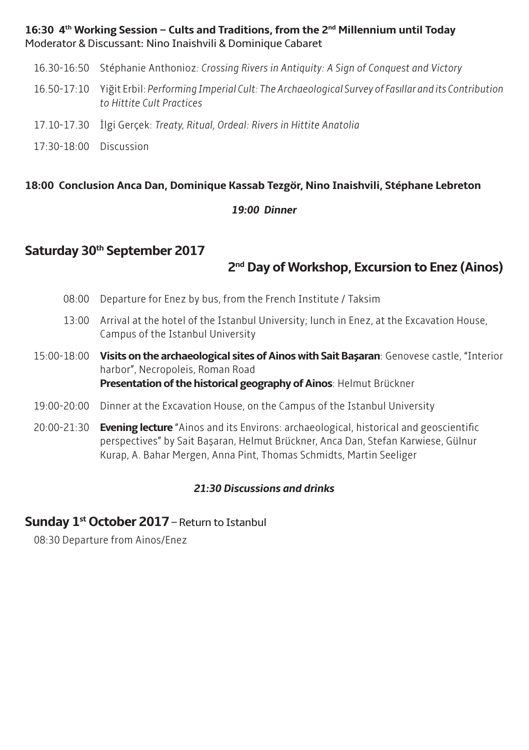**16:30 4th Working Session – Cults and Traditions, from the 2nd Millennium until Today**
Moderator & Discussant: Nino Inaishvili & Dominique Cabaret

16.30-16:50 Stéphanie Anthonioz: *Crossing Rivers in Antiquity: A Sign of Conquest and Victory*

16.50-17:10 Yiğit Erbil: *Performing Imperial Cult: The Archaeological Survey of Fasıllar and its Contribution to Hittite Cult Practices*

17.10-17.30 İlgi Gerçek: *Treaty, Ritual, Ordeal: Rivers in Hittite Anatolia*

17:30-18:00 Discussion

**18:00 Conclusion Anca Dan, Dominique Kassab Tezgör, Nino Inaishvili, Stéphane Lebreton**

***19:00 Dinner***

## Saturday 30th September 2017

## 2nd Day of Workshop, Excursion to Enez (Ainos)

08:00 Departure for Enez by bus, from the French Institute / Taksim

13:00 Arrival at the hotel of the Istanbul University; lunch in Enez, at the Excavation House, Campus of the Istanbul University

15:00-18:00 **Visits on the archaeological sites of Ainos with Sait Başaran**: Genovese castle, "Interior harbor", Necropoleis, Roman Road
**Presentation of the historical geography of Ainos**: Helmut Brückner

19:00-20:00 Dinner at the Excavation House, on the Campus of the Istanbul University

20:00-21:30 **Evening lecture** "Ainos and its Environs: archaeological, historical and geoscientific perspectives" by Sait Başaran, Helmut Brückner, Anca Dan, Stefan Karwiese, Gülnur Kurap, A. Bahar Mergen, Anna Pint, Thomas Schmidts, Martin Seeliger

***21:30 Discussions and drinks***

## Sunday 1st October 2017 – Return to Istanbul

08:30 Departure from Ainos/Enez